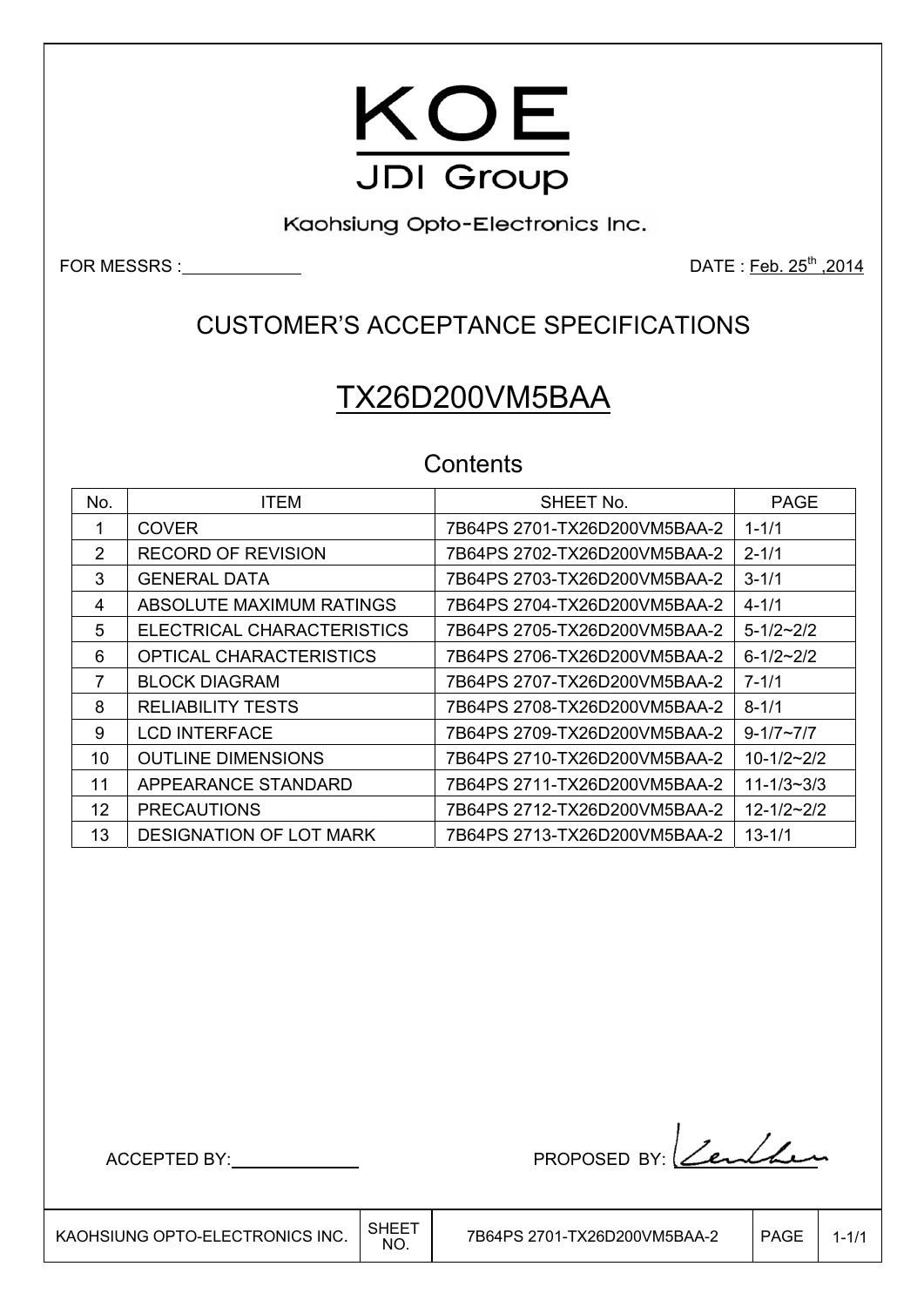# KOE

JDI Group

Kaohsiung Opto-Electronics Inc.

FOR MESSRS :

DATE : Feb. 25th ,2014

## CUSTOMER'S ACCEPTANCE SPECIFICATIONS

# TX26D200VM5BAA

### Contents

| No. | ITEM | SHEET No. | PAGE |
|---|---|---|---|
| 1 | COVER | 7B64PS 2701-TX26D200VM5BAA-2 | 1-1/1 |
| 2 | RECORD OF REVISION | 7B64PS 2702-TX26D200VM5BAA-2 | 2-1/1 |
| 3 | GENERAL DATA | 7B64PS 2703-TX26D200VM5BAA-2 | 3-1/1 |
| 4 | ABSOLUTE MAXIMUM RATINGS | 7B64PS 2704-TX26D200VM5BAA-2 | 4-1/1 |
| 5 | ELECTRICAL CHARACTERISTICS | 7B64PS 2705-TX26D200VM5BAA-2 | 5-1/2~2/2 |
| 6 | OPTICAL CHARACTERISTICS | 7B64PS 2706-TX26D200VM5BAA-2 | 6-1/2~2/2 |
| 7 | BLOCK DIAGRAM | 7B64PS 2707-TX26D200VM5BAA-2 | 7-1/1 |
| 8 | RELIABILITY TESTS | 7B64PS 2708-TX26D200VM5BAA-2 | 8-1/1 |
| 9 | LCD INTERFACE | 7B64PS 2709-TX26D200VM5BAA-2 | 9-1/7~7/7 |
| 10 | OUTLINE DIMENSIONS | 7B64PS 2710-TX26D200VM5BAA-2 | 10-1/2~2/2 |
| 11 | APPEARANCE STANDARD | 7B64PS 2711-TX26D200VM5BAA-2 | 11-1/3~3/3 |
| 12 | PRECAUTIONS | 7B64PS 2712-TX26D200VM5BAA-2 | 12-1/2~2/2 |
| 13 | DESIGNATION OF LOT MARK | 7B64PS 2713-TX26D200VM5BAA-2 | 13-1/1 |

ACCEPTED BY:

PROPOSED BY: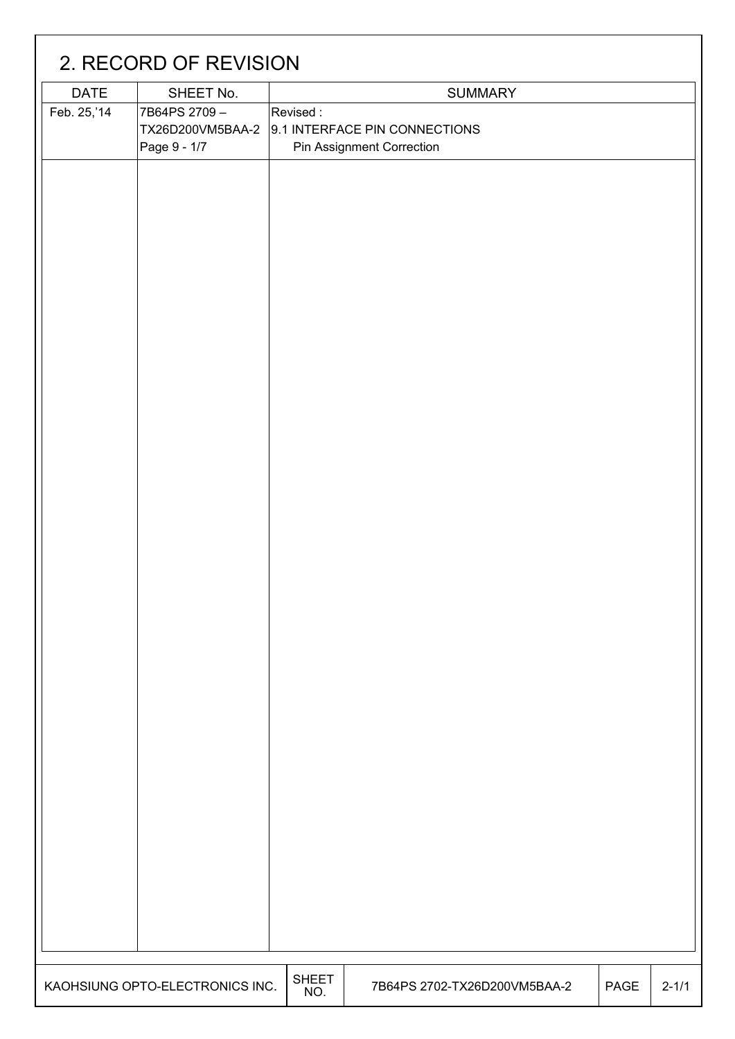## 2. RECORD OF REVISION

| DATE | SHEET No. | SUMMARY |
|---|---|---|
| Feb. 25,'14 | 7B64PS 2709 – TX26D200VM5BAA-2 Page 9 - 1/7 | Revised : 9.1 INTERFACE PIN CONNECTIONS Pin Assignment Correction |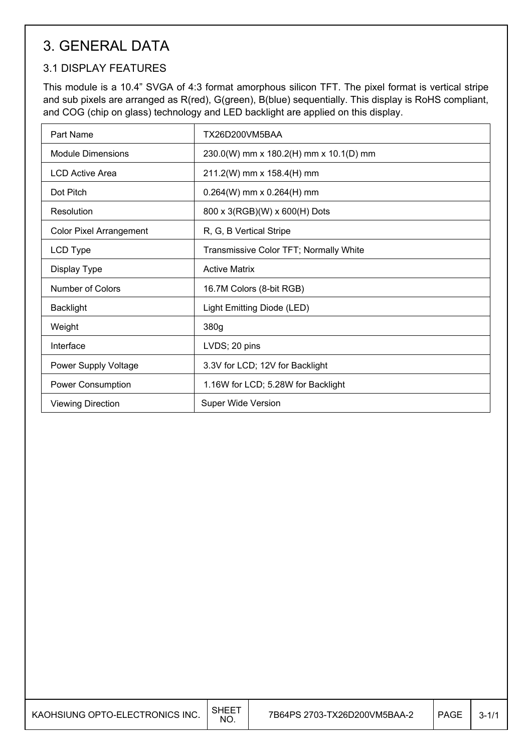# 3. GENERAL DATA

## 3.1 DISPLAY FEATURES

This module is a 10.4" SVGA of 4:3 format amorphous silicon TFT. The pixel format is vertical stripe and sub pixels are arranged as R(red), G(green), B(blue) sequentially. This display is RoHS compliant, and COG (chip on glass) technology and LED backlight are applied on this display.

| | |
|---|---|
| Part Name | TX26D200VM5BAA |
| Module Dimensions | 230.0(W) mm x 180.2(H) mm x 10.1(D) mm |
| LCD Active Area | 211.2(W) mm x 158.4(H) mm |
| Dot Pitch | 0.264(W) mm x 0.264(H) mm |
| Resolution | 800 x 3(RGB)(W) x 600(H) Dots |
| Color Pixel Arrangement | R, G, B Vertical Stripe |
| LCD Type | Transmissive Color TFT; Normally White |
| Display Type | Active Matrix |
| Number of Colors | 16.7M Colors (8-bit RGB) |
| Backlight | Light Emitting Diode (LED) |
| Weight | 380g |
| Interface | LVDS; 20 pins |
| Power Supply Voltage | 3.3V for LCD; 12V for Backlight |
| Power Consumption | 1.16W for LCD; 5.28W for Backlight |
| Viewing Direction | Super Wide Version |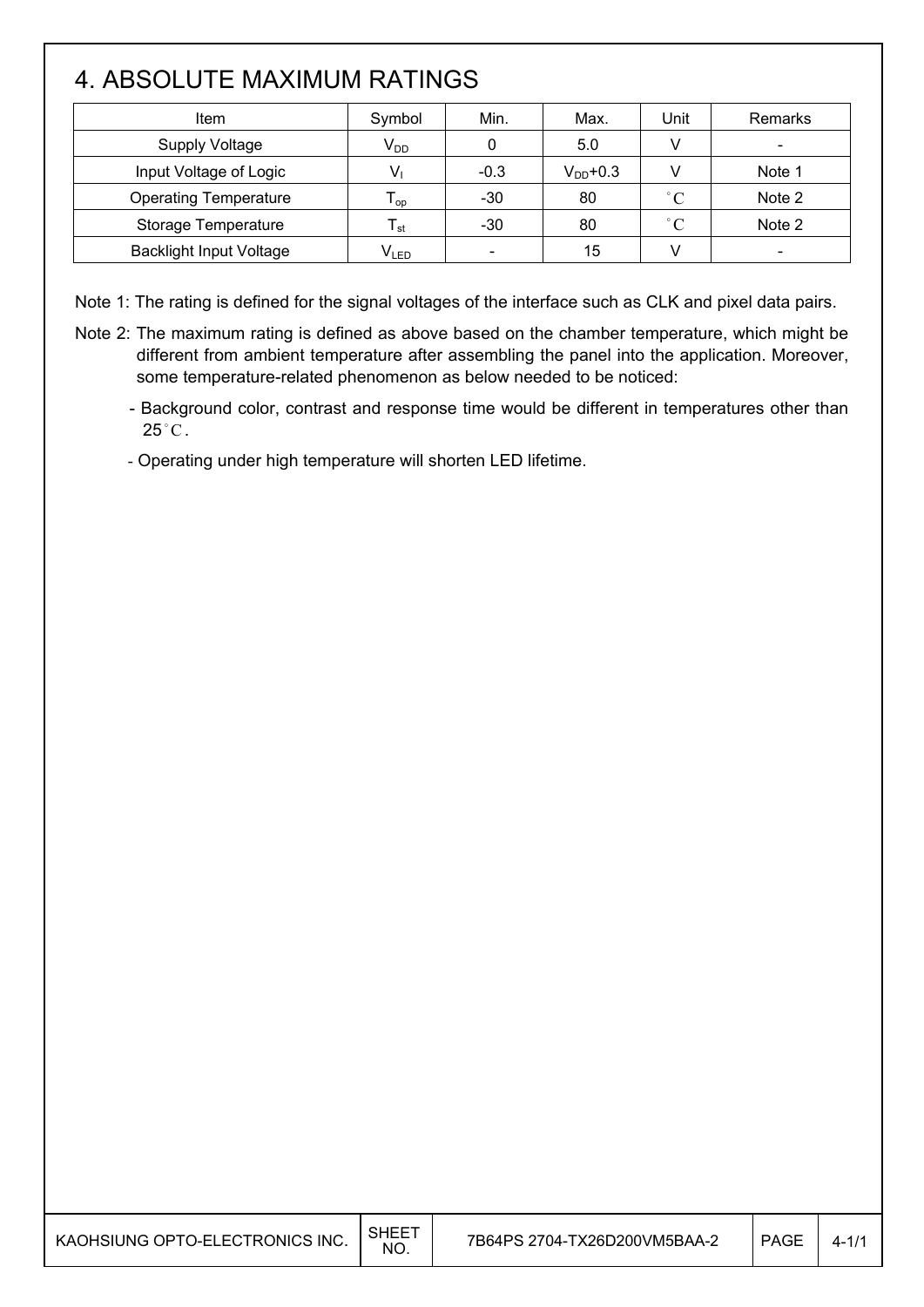# 4. ABSOLUTE MAXIMUM RATINGS

| Item | Symbol | Min. | Max. | Unit | Remarks |
|---|---|---|---|---|---|
| Supply Voltage | $V_{DD}$ | 0 | 5.0 | V | - |
| Input Voltage of Logic | $V_I$ | -0.3 | $V_{DD}$+0.3 | V | Note 1 |
| Operating Temperature | $T_{op}$ | -30 | 80 | °C | Note 2 |
| Storage Temperature | $T_{st}$ | -30 | 80 | °C | Note 2 |
| Backlight Input Voltage | $V_{LED}$ | - | 15 | V | - |

Note 1: The rating is defined for the signal voltages of the interface such as CLK and pixel data pairs.

Note 2: The maximum rating is defined as above based on the chamber temperature, which might be different from ambient temperature after assembling the panel into the application. Moreover, some temperature-related phenomenon as below needed to be noticed:

- Background color, contrast and response time would be different in temperatures other than 25°C.
- Operating under high temperature will shorten LED lifetime.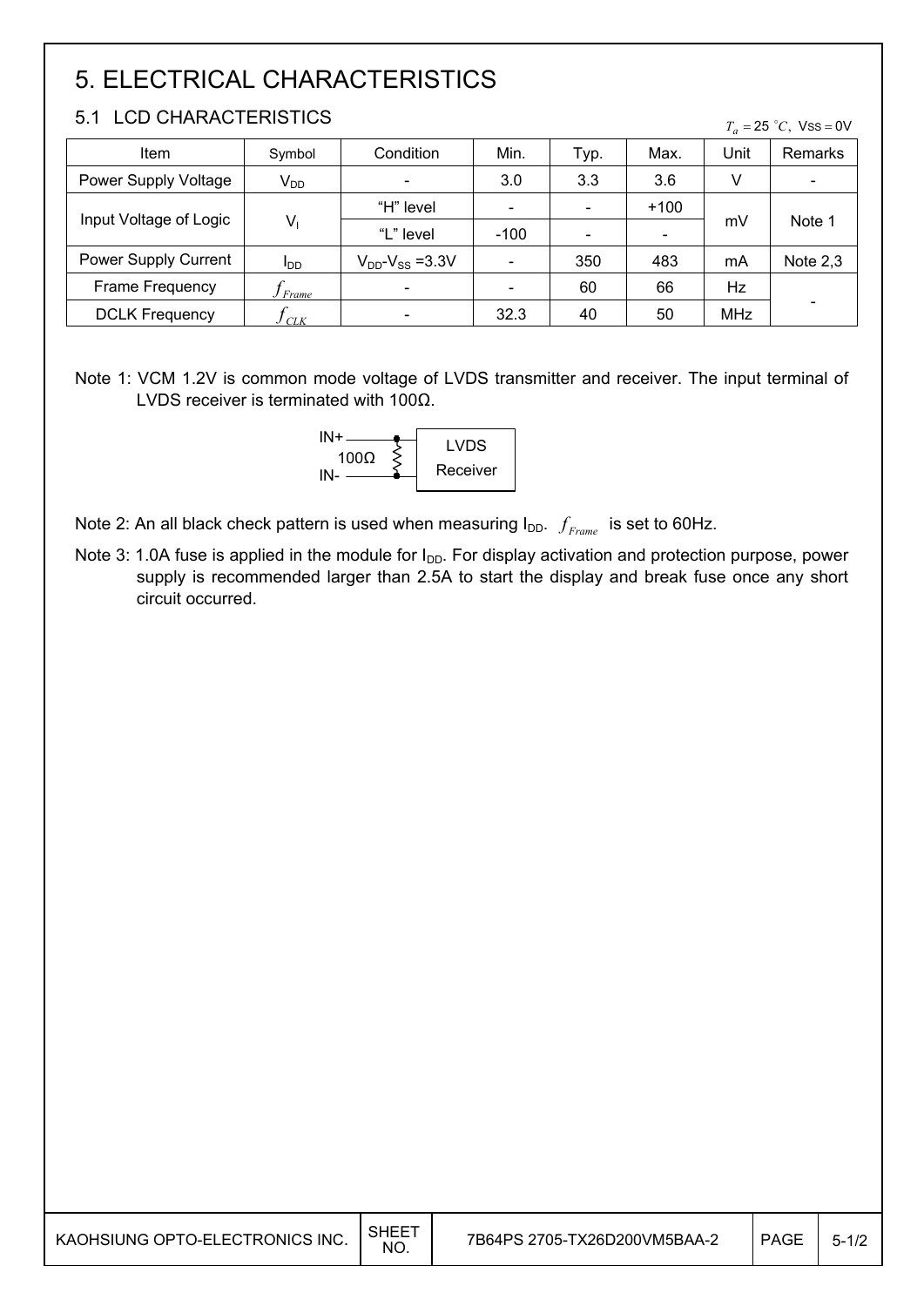# 5. ELECTRICAL CHARACTERISTICS

## 5.1 LCD CHARACTERISTICS

$T_a = 25\ ^{\circ}C,\ V_{SS} = 0V$

| Item | Symbol | Condition | Min. | Typ. | Max. | Unit | Remarks |
|---|---|---|---|---|---|---|---|
| Power Supply Voltage | $V_{DD}$ | - | 3.0 | 3.3 | 3.6 | V | - |
| Input Voltage of Logic | $V_I$ | "H" level | - | - | +100 | mV | Note 1 |
| | | "L" level | -100 | - | - | | |
| Power Supply Current | $I_{DD}$ | $V_{DD}$-$V_{SS}$ =3.3V | - | 350 | 483 | mA | Note 2,3 |
| Frame Frequency | $f_{Frame}$ | - | - | 60 | 66 | Hz | - |
| DCLK Frequency | $f_{CLK}$ | - | 32.3 | 40 | 50 | MHz | |

Note 1: VCM 1.2V is common mode voltage of LVDS transmitter and receiver. The input terminal of LVDS receiver is terminated with 100Ω.

IN+ — 100Ω — IN- → LVDS Receiver

Note 2: An all black check pattern is used when measuring $I_{DD}$. $f_{Frame}$ is set to 60Hz.

Note 3: 1.0A fuse is applied in the module for $I_{DD}$. For display activation and protection purpose, power supply is recommended larger than 2.5A to start the display and break fuse once any short circuit occurred.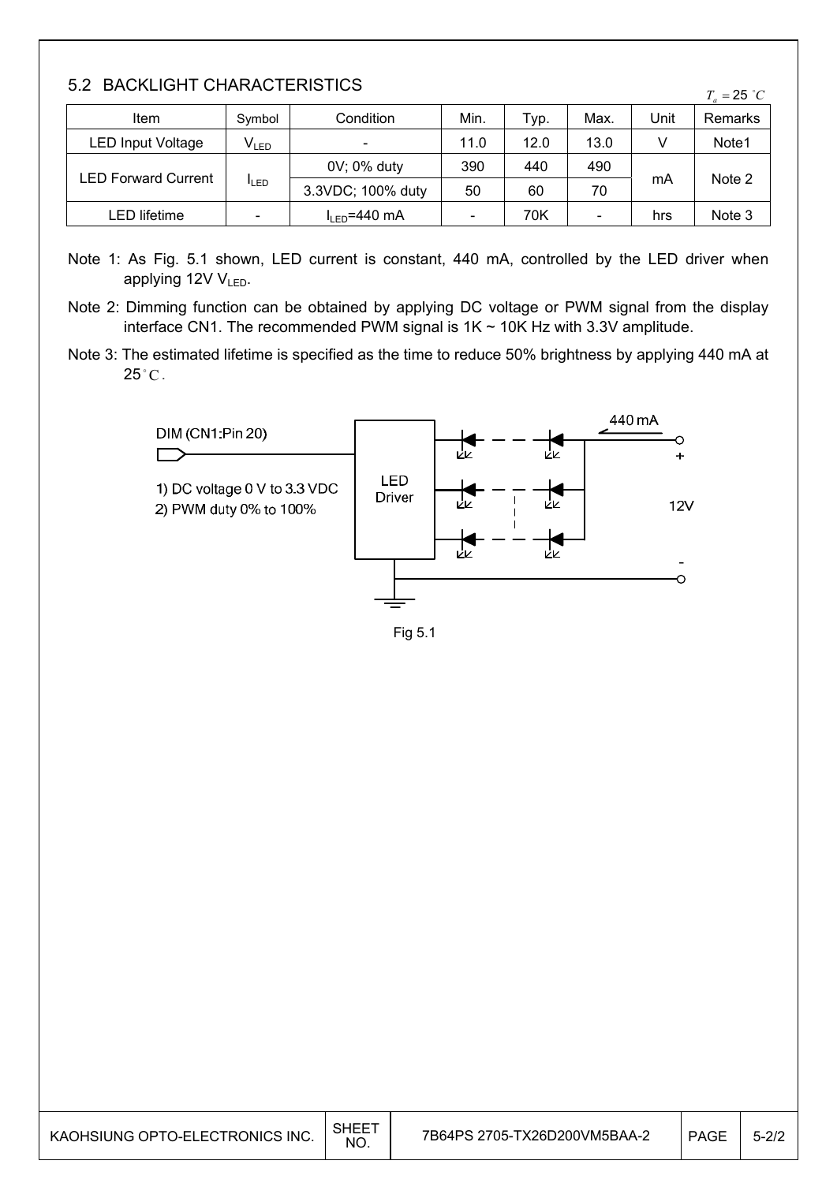## 5.2 BACKLIGHT CHARACTERISTICS

$T_a = 25\ ^\circ C$

| Item | Symbol | Condition | Min. | Typ. | Max. | Unit | Remarks |
|---|---|---|---|---|---|---|---|
| LED Input Voltage | $V_{LED}$ | - | 11.0 | 12.0 | 13.0 | V | Note1 |
| LED Forward Current | $I_{LED}$ | 0V; 0% duty | 390 | 440 | 490 | mA | Note 2 |
| | | 3.3VDC; 100% duty | 50 | 60 | 70 | | |
| LED lifetime | - | $I_{LED}$=440 mA | - | 70K | - | hrs | Note 3 |

Note 1: As Fig. 5.1 shown, LED current is constant, 440 mA, controlled by the LED driver when applying 12V $V_{LED}$.

Note 2: Dimming function can be obtained by applying DC voltage or PWM signal from the display interface CN1. The recommended PWM signal is 1K ~ 10K Hz with 3.3V amplitude.

Note 3: The estimated lifetime is specified as the time to reduce 50% brightness by applying 440 mA at 25°C.

DIM (CN1:Pin 20)

1) DC voltage 0 V to 3.3 VDC
2) PWM duty 0% to 100%

LED Driver

440 mA

+

12V

-

Fig 5.1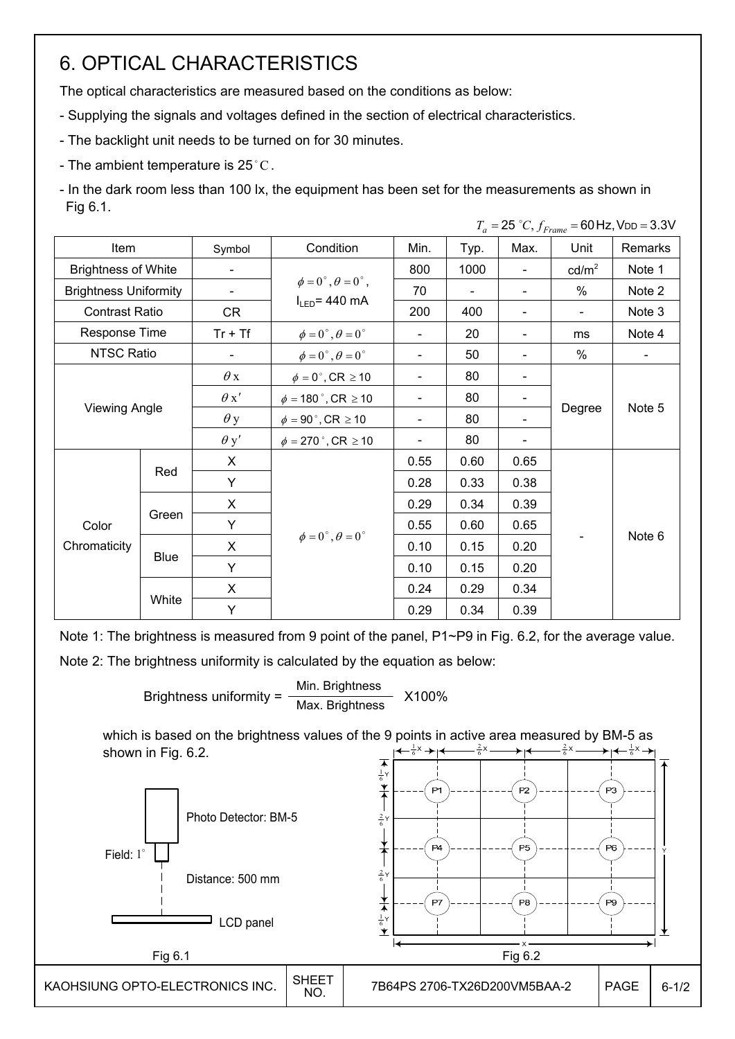# 6. OPTICAL CHARACTERISTICS

The optical characteristics are measured based on the conditions as below:

- Supplying the signals and voltages defined in the section of electrical characteristics.
- The backlight unit needs to be turned on for 30 minutes.
- The ambient temperature is 25°C.
- In the dark room less than 100 lx, the equipment has been set for the measurements as shown in Fig 6.1.

$T_a = 25\ ^\circ C, f_{Frame} = 60\,\text{Hz}, V_{DD} = 3.3\text{V}$

| Item | | Symbol | Condition | Min. | Typ. | Max. | Unit | Remarks |
|---|---|---|---|---|---|---|---|---|
| Brightness of White | | - | $\phi = 0^\circ, \theta = 0^\circ$, $I_{LED}$= 440 mA | 800 | 1000 | - | cd/m$^2$ | Note 1 |
| Brightness Uniformity | | - | | 70 | - | - | % | Note 2 |
| Contrast Ratio | | CR | | 200 | 400 | - | - | Note 3 |
| Response Time | | Tr + Tf | $\phi = 0^\circ, \theta = 0^\circ$ | - | 20 | - | ms | Note 4 |
| NTSC Ratio | | - | $\phi = 0^\circ, \theta = 0^\circ$ | - | 50 | - | % | - |
| Viewing Angle | | $\theta$x | $\phi = 0^\circ$, CR $\geq$ 10 | - | 80 | - | Degree | Note 5 |
| | | $\theta$x' | $\phi = 180^\circ$, CR $\geq$ 10 | - | 80 | - | | |
| | | $\theta$y | $\phi = 90^\circ$, CR $\geq$ 10 | - | 80 | - | | |
| | | $\theta$y' | $\phi = 270^\circ$, CR $\geq$ 10 | - | 80 | - | | |
| Color Chromaticity | Red | X | $\phi = 0^\circ, \theta = 0^\circ$ | 0.55 | 0.60 | 0.65 | - | Note 6 |
| | | Y | | 0.28 | 0.33 | 0.38 | | |
| | Green | X | | 0.29 | 0.34 | 0.39 | | |
| | | Y | | 0.55 | 0.60 | 0.65 | | |
| | Blue | X | | 0.10 | 0.15 | 0.20 | | |
| | | Y | | 0.10 | 0.15 | 0.20 | | |
| | White | X | | 0.24 | 0.29 | 0.34 | | |
| | | Y | | 0.29 | 0.34 | 0.39 | | |

Note 1: The brightness is measured from 9 point of the panel, P1~P9 in Fig. 6.2, for the average value.

Note 2: The brightness uniformity is calculated by the equation as below:

$$\text{Brightness uniformity} = \frac{\text{Min. Brightness}}{\text{Max. Brightness}} \times 100\%$$

which is based on the brightness values of the 9 points in active area measured by BM-5 as shown in Fig. 6.2.

Photo Detector: BM-5

Field: 1°

Distance: 500 mm

LCD panel

Fig 6.1

Fig 6.2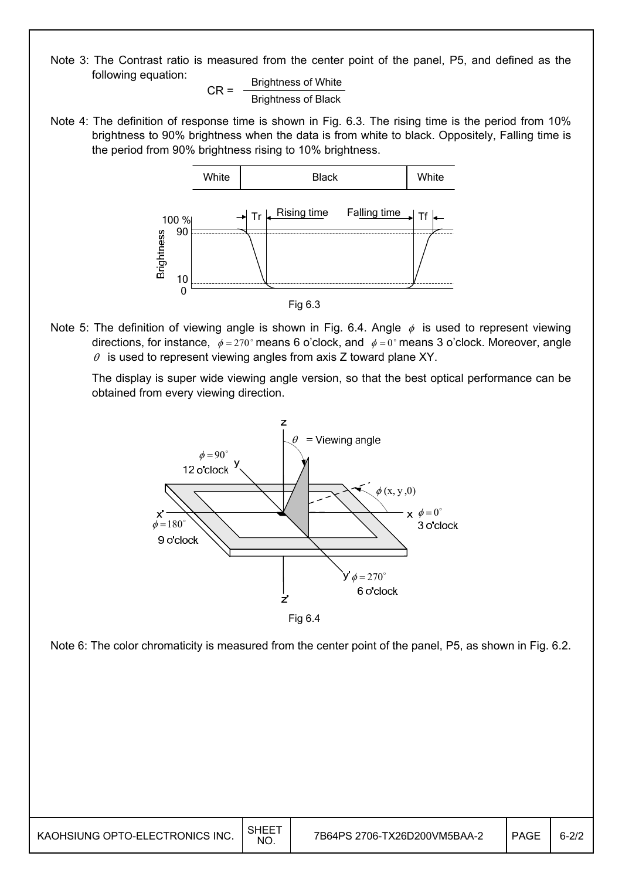Note 3: The Contrast ratio is measured from the center point of the panel, P5, and defined as the following equation:

$$CR = \frac{\text{Brightness of White}}{\text{Brightness of Black}}$$

Note 4: The definition of response time is shown in Fig. 6.3. The rising time is the period from 10% brightness to 90% brightness when the data is from white to black. Oppositely, Falling time is the period from 90% brightness rising to 10% brightness.

Fig 6.3

Note 5: The definition of viewing angle is shown in Fig. 6.4. Angle $\phi$ is used to represent viewing directions, for instance, $\phi = 270^\circ$ means 6 o'clock, and $\phi = 0^\circ$ means 3 o'clock. Moreover, angle $\theta$ is used to represent viewing angles from axis Z toward plane XY.

The display is super wide viewing angle version, so that the best optical performance can be obtained from every viewing direction.

Fig 6.4

Note 6: The color chromaticity is measured from the center point of the panel, P5, as shown in Fig. 6.2.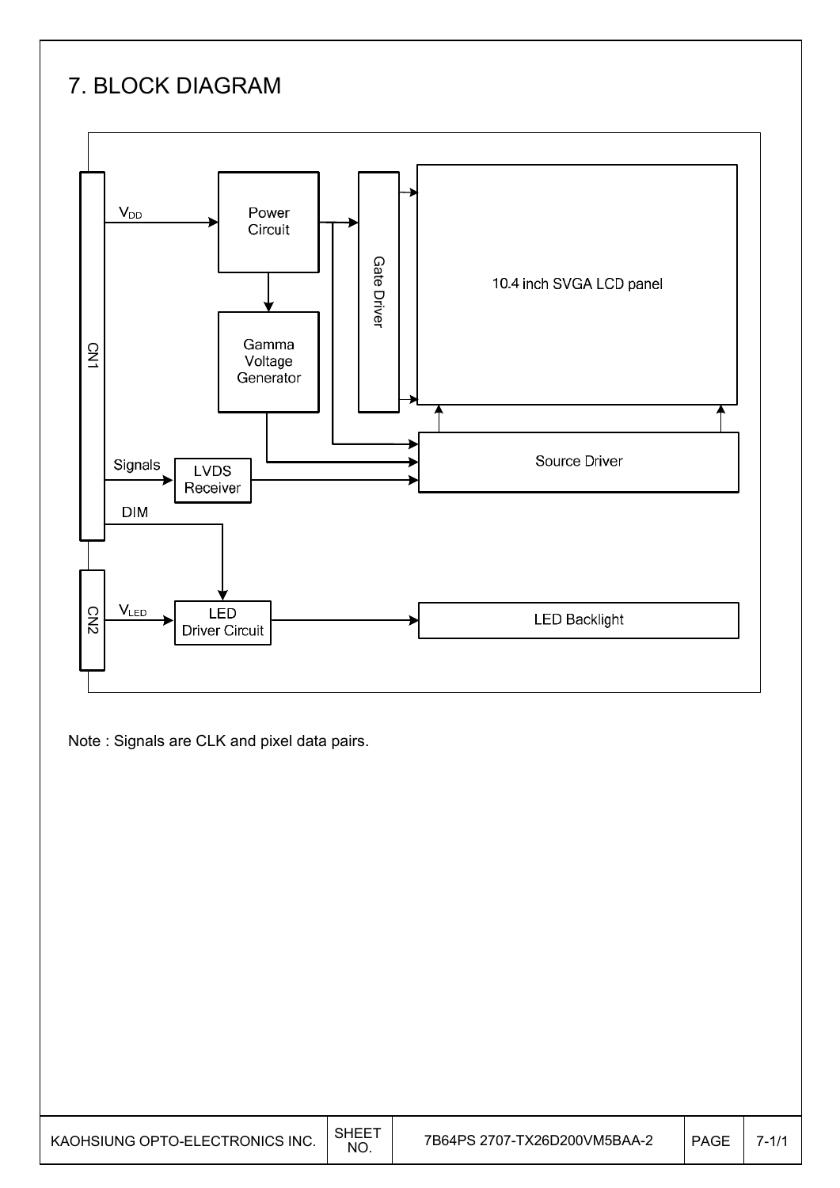# 7. BLOCK DIAGRAM

Note : Signals are CLK and pixel data pairs.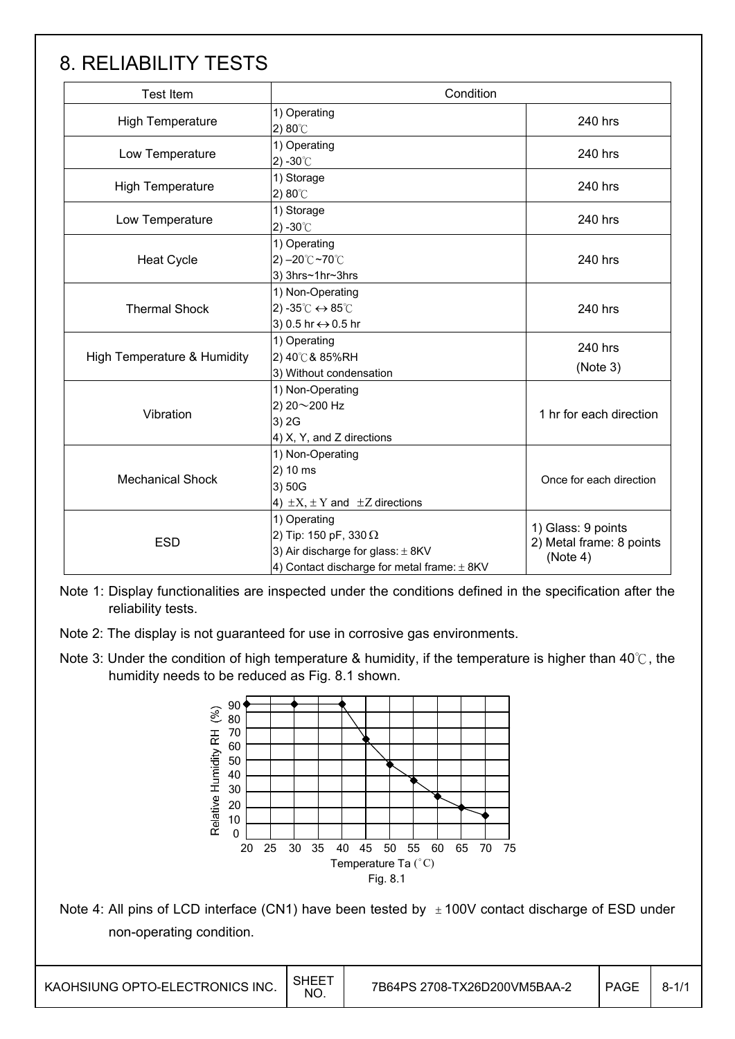# 8. RELIABILITY TESTS

| Test Item | Condition | |
|---|---|---|
| High Temperature | 1) Operating<br>2) 80℃ | 240 hrs |
| Low Temperature | 1) Operating<br>2) -30℃ | 240 hrs |
| High Temperature | 1) Storage<br>2) 80℃ | 240 hrs |
| Low Temperature | 1) Storage<br>2) -30℃ | 240 hrs |
| Heat Cycle | 1) Operating<br>2) –20℃~70℃<br>3) 3hrs~1hr~3hrs | 240 hrs |
| Thermal Shock | 1) Non-Operating<br>2) -35℃ ↔ 85℃<br>3) 0.5 hr ↔ 0.5 hr | 240 hrs |
| High Temperature & Humidity | 1) Operating<br>2) 40℃ & 85%RH<br>3) Without condensation | 240 hrs<br>(Note 3) |
| Vibration | 1) Non-Operating<br>2) 20～200 Hz<br>3) 2G<br>4) X, Y, and Z directions | 1 hr for each direction |
| Mechanical Shock | 1) Non-Operating<br>2) 10 ms<br>3) 50G<br>4) ±X, ±Y and ±Z directions | Once for each direction |
| ESD | 1) Operating<br>2) Tip: 150 pF, 330 Ω<br>3) Air discharge for glass: ± 8KV<br>4) Contact discharge for metal frame: ± 8KV | 1) Glass: 9 points<br>2) Metal frame: 8 points (Note 4) |

Note 1: Display functionalities are inspected under the conditions defined in the specification after the reliability tests.

Note 2: The display is not guaranteed for use in corrosive gas environments.

Note 3: Under the condition of high temperature & humidity, if the temperature is higher than 40℃, the humidity needs to be reduced as Fig. 8.1 shown.

Fig. 8.1

Note 4: All pins of LCD interface (CN1) have been tested by ±100V contact discharge of ESD under non-operating condition.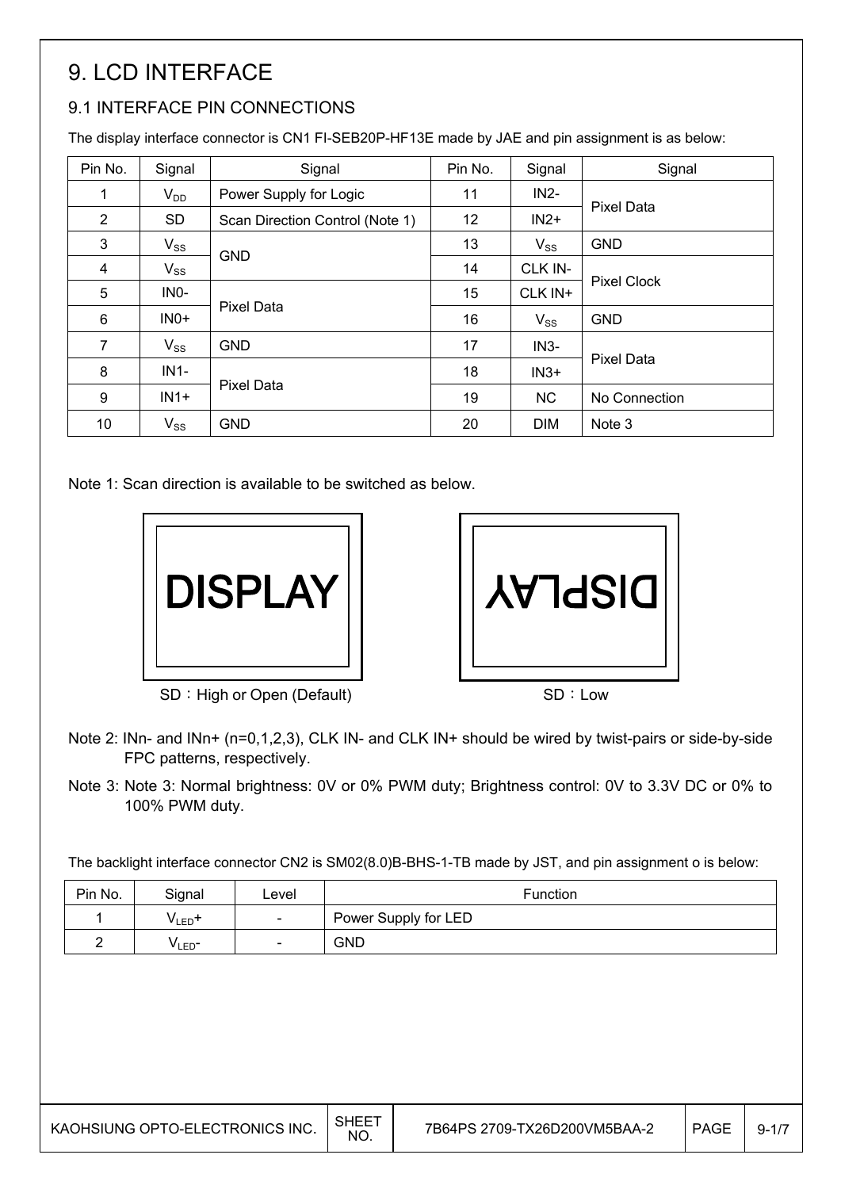# 9. LCD INTERFACE

## 9.1 INTERFACE PIN CONNECTIONS

The display interface connector is CN1 FI-SEB20P-HF13E made by JAE and pin assignment is as below:

| Pin No. | Signal | Signal | Pin No. | Signal | Signal |
|---|---|---|---|---|---|
| 1 | $V_{DD}$ | Power Supply for Logic | 11 | IN2- | Pixel Data |
| 2 | SD | Scan Direction Control (Note 1) | 12 | IN2+ | |
| 3 | $V_{SS}$ | GND | 13 | $V_{SS}$ | GND |
| 4 | $V_{SS}$ | | 14 | CLK IN- | Pixel Clock |
| 5 | IN0- | Pixel Data | 15 | CLK IN+ | |
| 6 | IN0+ | | 16 | $V_{SS}$ | GND |
| 7 | $V_{SS}$ | GND | 17 | IN3- | Pixel Data |
| 8 | IN1- | Pixel Data | 18 | IN3+ | |
| 9 | IN1+ | | 19 | NC | No Connection |
| 10 | $V_{SS}$ | GND | 20 | DIM | Note 3 |

Note 1: Scan direction is available to be switched as below.

DISPLAY

SD：High or Open (Default)

DISPLAY

SD：Low

Note 2: INn- and INn+ (n=0,1,2,3), CLK IN- and CLK IN+ should be wired by twist-pairs or side-by-side FPC patterns, respectively.

Note 3: Note 3: Normal brightness: 0V or 0% PWM duty; Brightness control: 0V to 3.3V DC or 0% to 100% PWM duty.

The backlight interface connector CN2 is SM02(8.0)B-BHS-1-TB made by JST, and pin assignment o is below:

| Pin No. | Signal | Level | Function |
|---|---|---|---|
| 1 | $V_{LED}$+ | - | Power Supply for LED |
| 2 | $V_{LED}$- | - | GND |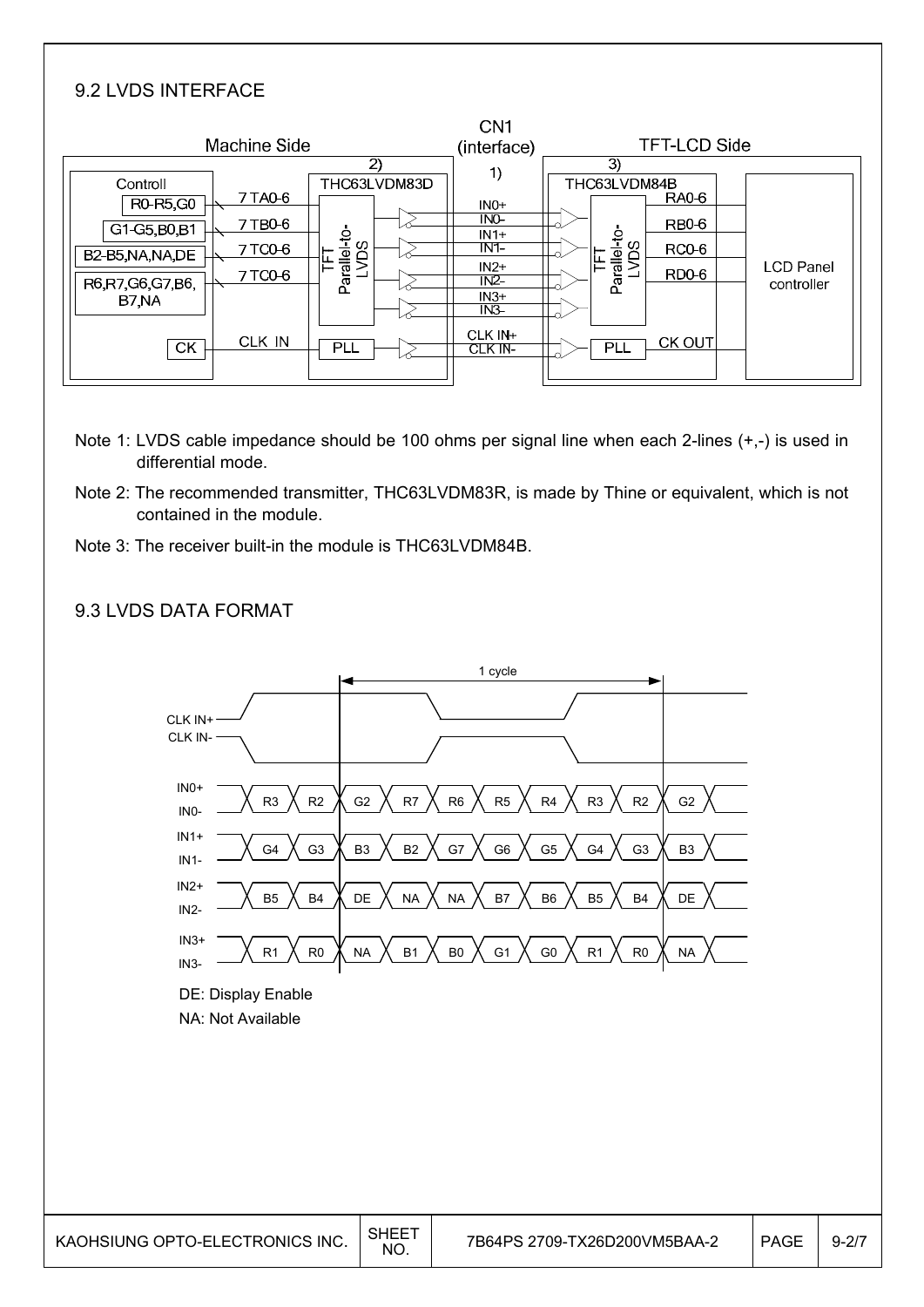## 9.2 LVDS INTERFACE

Note 1: LVDS cable impedance should be 100 ohms per signal line when each 2-lines (+,-) is used in differential mode.

Note 2: The recommended transmitter, THC63LVDM83R, is made by Thine or equivalent, which is not contained in the module.

Note 3: The receiver built-in the module is THC63LVDM84B.

## 9.3 LVDS DATA FORMAT

| Signal | | | | | | | | | | |
|---|---|---|---|---|---|---|---|---|---|---|
| IN0+ / IN0- | R3 | R2 | G2 | R7 | R6 | R5 | R4 | R3 | R2 | G2 |
| IN1+ / IN1- | G4 | G3 | B3 | B2 | G7 | G6 | G5 | G4 | G3 | B3 |
| IN2+ / IN2- | B5 | B4 | DE | NA | NA | B7 | B6 | B5 | B4 | DE |
| IN3+ / IN3- | R1 | R0 | NA | B1 | B0 | G1 | G0 | R1 | R0 | NA |

DE: Display Enable

NA: Not Available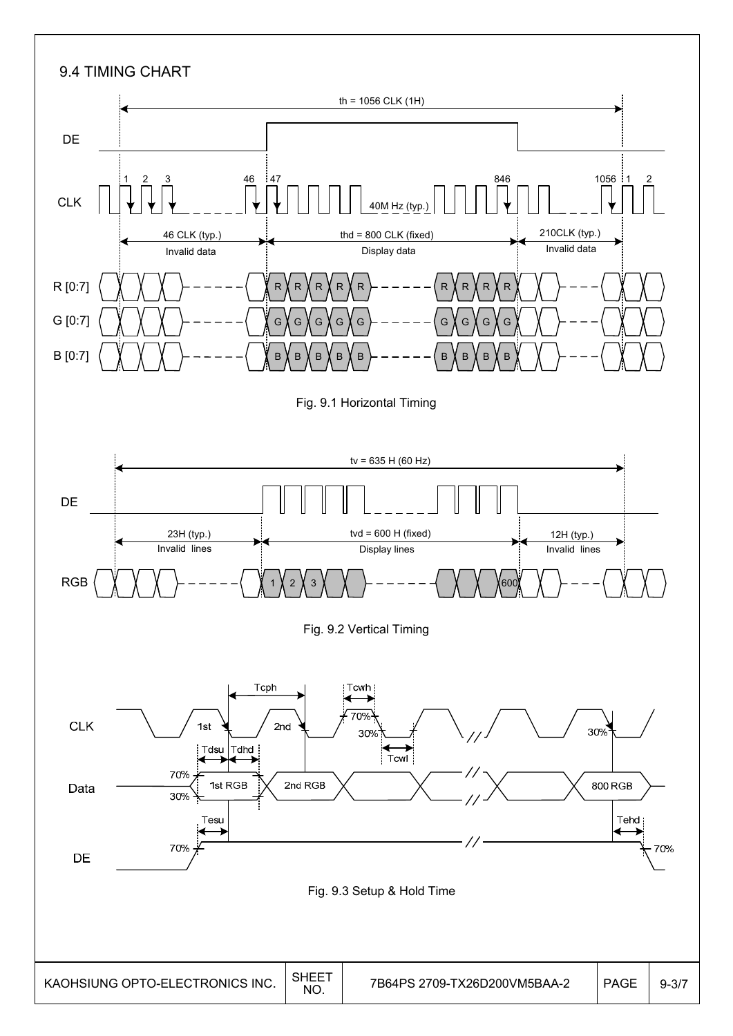## 9.4 TIMING CHART

th = 1056 CLK (1H)

DE

CLK: 1, 2, 3, 46, 47, 846, 1056, 1, 2 — 40M Hz (typ.)

46 CLK (typ.) Invalid data | thd = 800 CLK (fixed) Display data | 210CLK (typ.) Invalid data

R [0:7]
G [0:7]
B [0:7]

Fig. 9.1 Horizontal Timing

tv = 635 H (60 Hz)

DE

23H (typ.) Invalid lines | tvd = 600 H (fixed) Display lines | 12H (typ.) Invalid lines

RGB: 1, 2, 3, 600

Fig. 9.2 Vertical Timing

CLK: Tcph, Tcwh, Tcwl, 1st, 2nd, 70%, 30%

Data: Tdsu, Tdhd, 1st RGB, 2nd RGB, 800 RGB, 70%, 30%

DE: Tesu, Tehd, 70%

Fig. 9.3 Setup & Hold Time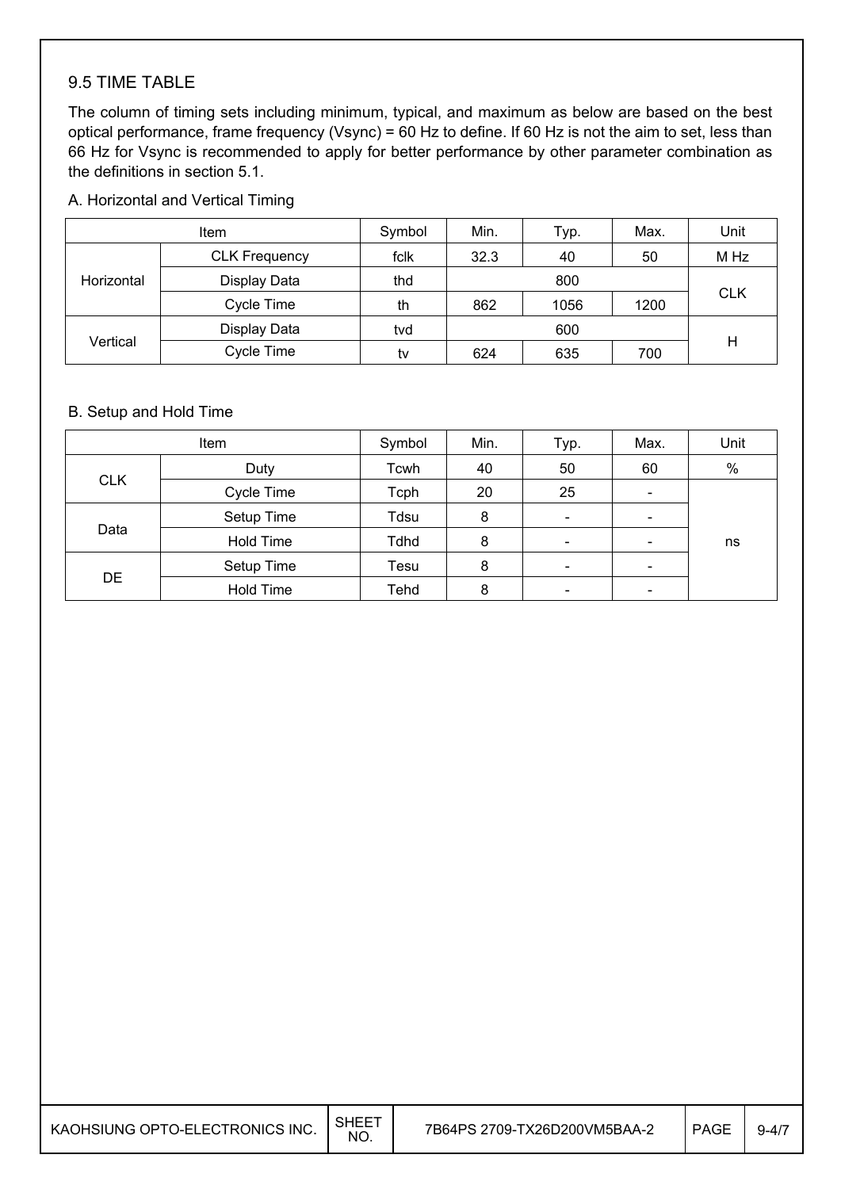### 9.5 TIME TABLE

The column of timing sets including minimum, typical, and maximum as below are based on the best optical performance, frame frequency (Vsync) = 60 Hz to define. If 60 Hz is not the aim to set, less than 66 Hz for Vsync is recommended to apply for better performance by other parameter combination as the definitions in section 5.1.

A. Horizontal and Vertical Timing

| Item | | Symbol | Min. | Typ. | Max. | Unit |
|---|---|---|---|---|---|---|
| Horizontal | CLK Frequency | fclk | 32.3 | 40 | 50 | M Hz |
| | Display Data | thd | | 800 | | CLK |
| | Cycle Time | th | 862 | 1056 | 1200 | |
| Vertical | Display Data | tvd | | 600 | | H |
| | Cycle Time | tv | 624 | 635 | 700 | |

B. Setup and Hold Time

| Item | | Symbol | Min. | Typ. | Max. | Unit |
|---|---|---|---|---|---|---|
| CLK | Duty | Tcwh | 40 | 50 | 60 | % |
| | Cycle Time | Tcph | 20 | 25 | - | ns |
| Data | Setup Time | Tdsu | 8 | - | - | |
| | Hold Time | Tdhd | 8 | - | - | |
| DE | Setup Time | Tesu | 8 | - | - | |
| | Hold Time | Tehd | 8 | - | - | |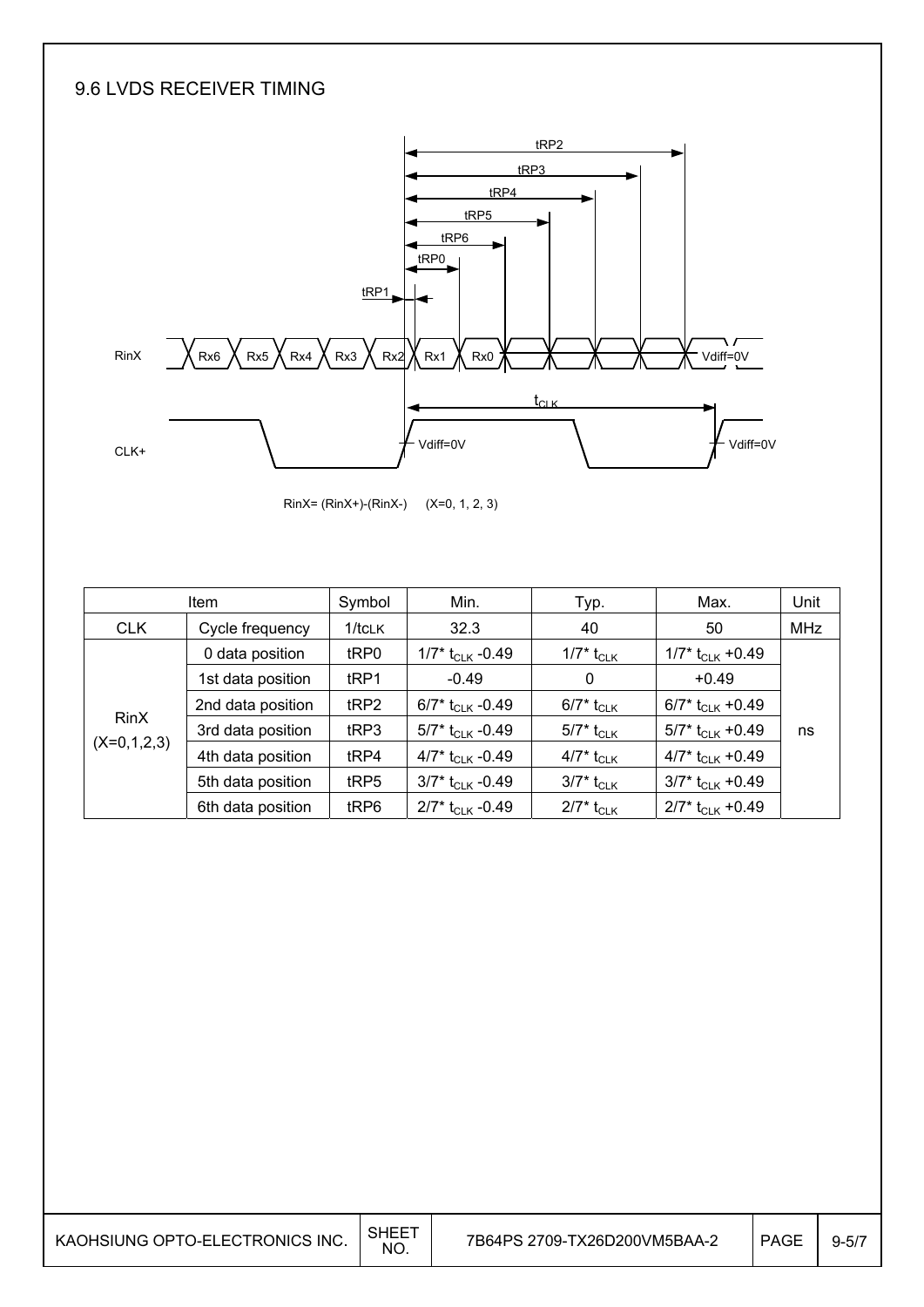## 9.6 LVDS RECEIVER TIMING

RinX= (RinX+)-(RinX-) (X=0, 1, 2, 3)

| Item | | Symbol | Min. | Typ. | Max. | Unit |
|---|---|---|---|---|---|---|
| CLK | Cycle frequency | $1/t_{CLK}$ | 32.3 | 40 | 50 | MHz |
| RinX (X=0,1,2,3) | 0 data position | tRP0 | $1/7^* t_{CLK}$ -0.49 | $1/7^* t_{CLK}$ | $1/7^* t_{CLK}$ +0.49 | ns |
| | 1st data position | tRP1 | -0.49 | 0 | +0.49 | |
| | 2nd data position | tRP2 | $6/7^* t_{CLK}$ -0.49 | $6/7^* t_{CLK}$ | $6/7^* t_{CLK}$ +0.49 | |
| | 3rd data position | tRP3 | $5/7^* t_{CLK}$ -0.49 | $5/7^* t_{CLK}$ | $5/7^* t_{CLK}$ +0.49 | |
| | 4th data position | tRP4 | $4/7^* t_{CLK}$ -0.49 | $4/7^* t_{CLK}$ | $4/7^* t_{CLK}$ +0.49 | |
| | 5th data position | tRP5 | $3/7^* t_{CLK}$ -0.49 | $3/7^* t_{CLK}$ | $3/7^* t_{CLK}$ +0.49 | |
| | 6th data position | tRP6 | $2/7^* t_{CLK}$ -0.49 | $2/7^* t_{CLK}$ | $2/7^* t_{CLK}$ +0.49 | |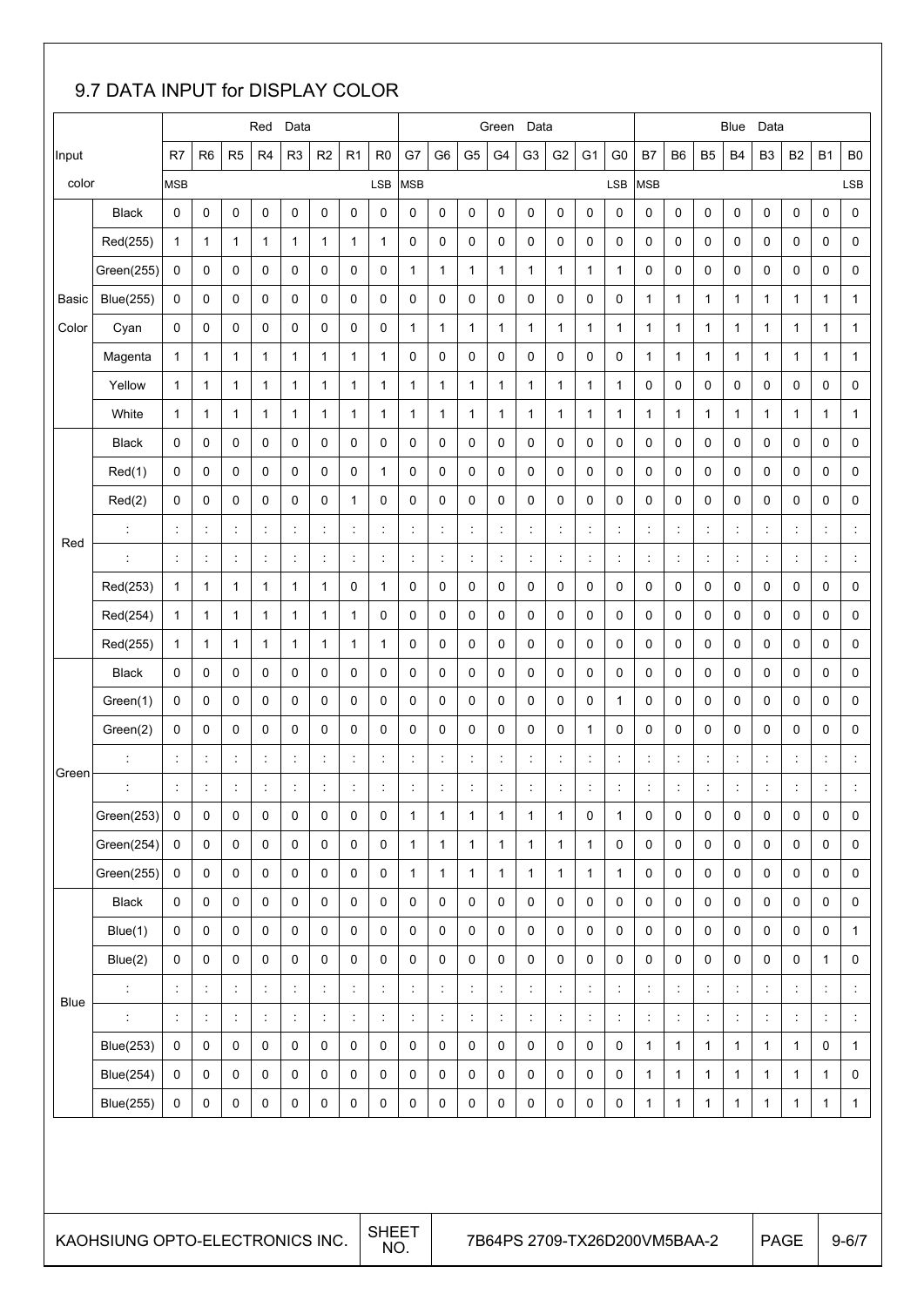## 9.7 DATA INPUT for DISPLAY COLOR

| Input color | | Red Data | | | | | | | | Green Data | | | | | | | | Blue Data | | | | | | | |
|---|---|---|---|---|---|---|---|---|---|---|---|---|---|---|---|---|---|---|---|---|---|---|---|---|---|
| | | R7 | R6 | R5 | R4 | R3 | R2 | R1 | R0 | G7 | G6 | G5 | G4 | G3 | G2 | G1 | G0 | B7 | B6 | B5 | B4 | B3 | B2 | B1 | B0 |
| | | MSB | | | | | | | LSB | MSB | | | | | | | LSB | MSB | | | | | | | LSB |
| Basic Color | Black | 0 | 0 | 0 | 0 | 0 | 0 | 0 | 0 | 0 | 0 | 0 | 0 | 0 | 0 | 0 | 0 | 0 | 0 | 0 | 0 | 0 | 0 | 0 | 0 |
| | Red(255) | 1 | 1 | 1 | 1 | 1 | 1 | 1 | 1 | 0 | 0 | 0 | 0 | 0 | 0 | 0 | 0 | 0 | 0 | 0 | 0 | 0 | 0 | 0 | 0 |
| | Green(255) | 0 | 0 | 0 | 0 | 0 | 0 | 0 | 0 | 1 | 1 | 1 | 1 | 1 | 1 | 1 | 1 | 0 | 0 | 0 | 0 | 0 | 0 | 0 | 0 |
| | Blue(255) | 0 | 0 | 0 | 0 | 0 | 0 | 0 | 0 | 0 | 0 | 0 | 0 | 0 | 0 | 0 | 0 | 1 | 1 | 1 | 1 | 1 | 1 | 1 | 1 |
| | Cyan | 0 | 0 | 0 | 0 | 0 | 0 | 0 | 0 | 1 | 1 | 1 | 1 | 1 | 1 | 1 | 1 | 1 | 1 | 1 | 1 | 1 | 1 | 1 | 1 |
| | Magenta | 1 | 1 | 1 | 1 | 1 | 1 | 1 | 1 | 0 | 0 | 0 | 0 | 0 | 0 | 0 | 0 | 1 | 1 | 1 | 1 | 1 | 1 | 1 | 1 |
| | Yellow | 1 | 1 | 1 | 1 | 1 | 1 | 1 | 1 | 1 | 1 | 1 | 1 | 1 | 1 | 1 | 1 | 0 | 0 | 0 | 0 | 0 | 0 | 0 | 0 |
| | White | 1 | 1 | 1 | 1 | 1 | 1 | 1 | 1 | 1 | 1 | 1 | 1 | 1 | 1 | 1 | 1 | 1 | 1 | 1 | 1 | 1 | 1 | 1 | 1 |
| Red | Black | 0 | 0 | 0 | 0 | 0 | 0 | 0 | 0 | 0 | 0 | 0 | 0 | 0 | 0 | 0 | 0 | 0 | 0 | 0 | 0 | 0 | 0 | 0 | 0 |
| | Red(1) | 0 | 0 | 0 | 0 | 0 | 0 | 0 | 1 | 0 | 0 | 0 | 0 | 0 | 0 | 0 | 0 | 0 | 0 | 0 | 0 | 0 | 0 | 0 | 0 |
| | Red(2) | 0 | 0 | 0 | 0 | 0 | 0 | 1 | 0 | 0 | 0 | 0 | 0 | 0 | 0 | 0 | 0 | 0 | 0 | 0 | 0 | 0 | 0 | 0 | 0 |
| | : | : | : | : | : | : | : | : | : | : | : | : | : | : | : | : | : | : | : | : | : | : | : | : | : |
| | : | : | : | : | : | : | : | : | : | : | : | : | : | : | : | : | : | : | : | : | : | : | : | : | : |
| | Red(253) | 1 | 1 | 1 | 1 | 1 | 1 | 0 | 1 | 0 | 0 | 0 | 0 | 0 | 0 | 0 | 0 | 0 | 0 | 0 | 0 | 0 | 0 | 0 | 0 |
| | Red(254) | 1 | 1 | 1 | 1 | 1 | 1 | 1 | 0 | 0 | 0 | 0 | 0 | 0 | 0 | 0 | 0 | 0 | 0 | 0 | 0 | 0 | 0 | 0 | 0 |
| | Red(255) | 1 | 1 | 1 | 1 | 1 | 1 | 1 | 1 | 0 | 0 | 0 | 0 | 0 | 0 | 0 | 0 | 0 | 0 | 0 | 0 | 0 | 0 | 0 | 0 |
| Green | Black | 0 | 0 | 0 | 0 | 0 | 0 | 0 | 0 | 0 | 0 | 0 | 0 | 0 | 0 | 0 | 0 | 0 | 0 | 0 | 0 | 0 | 0 | 0 | 0 |
| | Green(1) | 0 | 0 | 0 | 0 | 0 | 0 | 0 | 0 | 0 | 0 | 0 | 0 | 0 | 0 | 0 | 1 | 0 | 0 | 0 | 0 | 0 | 0 | 0 | 0 |
| | Green(2) | 0 | 0 | 0 | 0 | 0 | 0 | 0 | 0 | 0 | 0 | 0 | 0 | 0 | 0 | 1 | 0 | 0 | 0 | 0 | 0 | 0 | 0 | 0 | 0 |
| | : | : | : | : | : | : | : | : | : | : | : | : | : | : | : | : | : | : | : | : | : | : | : | : | : |
| | : | : | : | : | : | : | : | : | : | : | : | : | : | : | : | : | : | : | : | : | : | : | : | : | : |
| | Green(253) | 0 | 0 | 0 | 0 | 0 | 0 | 0 | 0 | 1 | 1 | 1 | 1 | 1 | 1 | 0 | 1 | 0 | 0 | 0 | 0 | 0 | 0 | 0 | 0 |
| | Green(254) | 0 | 0 | 0 | 0 | 0 | 0 | 0 | 0 | 1 | 1 | 1 | 1 | 1 | 1 | 1 | 0 | 0 | 0 | 0 | 0 | 0 | 0 | 0 | 0 |
| | Green(255) | 0 | 0 | 0 | 0 | 0 | 0 | 0 | 0 | 1 | 1 | 1 | 1 | 1 | 1 | 1 | 1 | 0 | 0 | 0 | 0 | 0 | 0 | 0 | 0 |
| Blue | Black | 0 | 0 | 0 | 0 | 0 | 0 | 0 | 0 | 0 | 0 | 0 | 0 | 0 | 0 | 0 | 0 | 0 | 0 | 0 | 0 | 0 | 0 | 0 | 0 |
| | Blue(1) | 0 | 0 | 0 | 0 | 0 | 0 | 0 | 0 | 0 | 0 | 0 | 0 | 0 | 0 | 0 | 0 | 0 | 0 | 0 | 0 | 0 | 0 | 0 | 1 |
| | Blue(2) | 0 | 0 | 0 | 0 | 0 | 0 | 0 | 0 | 0 | 0 | 0 | 0 | 0 | 0 | 0 | 0 | 0 | 0 | 0 | 0 | 0 | 0 | 1 | 0 |
| | : | : | : | : | : | : | : | : | : | : | : | : | : | : | : | : | : | : | : | : | : | : | : | : | : |
| | : | : | : | : | : | : | : | : | : | : | : | : | : | : | : | : | : | : | : | : | : | : | : | : | : |
| | Blue(253) | 0 | 0 | 0 | 0 | 0 | 0 | 0 | 0 | 0 | 0 | 0 | 0 | 0 | 0 | 0 | 0 | 1 | 1 | 1 | 1 | 1 | 1 | 0 | 1 |
| | Blue(254) | 0 | 0 | 0 | 0 | 0 | 0 | 0 | 0 | 0 | 0 | 0 | 0 | 0 | 0 | 0 | 0 | 1 | 1 | 1 | 1 | 1 | 1 | 1 | 0 |
| | Blue(255) | 0 | 0 | 0 | 0 | 0 | 0 | 0 | 0 | 0 | 0 | 0 | 0 | 0 | 0 | 0 | 0 | 1 | 1 | 1 | 1 | 1 | 1 | 1 | 1 |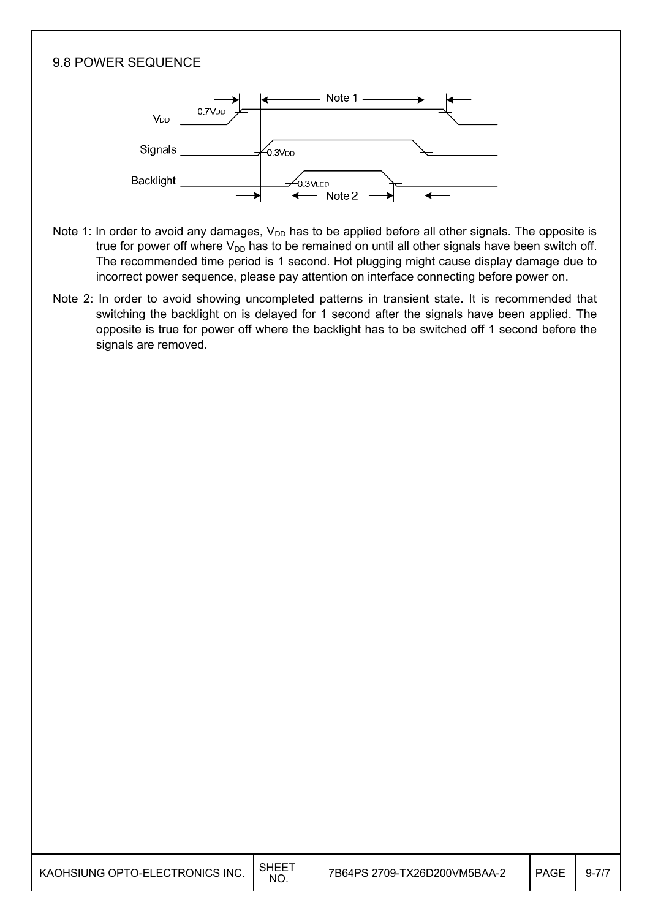## 9.8 POWER SEQUENCE

Note 1: In order to avoid any damages, $V_{DD}$ has to be applied before all other signals. The opposite is true for power off where $V_{DD}$ has to be remained on until all other signals have been switch off. The recommended time period is 1 second. Hot plugging might cause display damage due to incorrect power sequence, please pay attention on interface connecting before power on.

Note 2: In order to avoid showing uncompleted patterns in transient state. It is recommended that switching the backlight on is delayed for 1 second after the signals have been applied. The opposite is true for power off where the backlight has to be switched off 1 second before the signals are removed.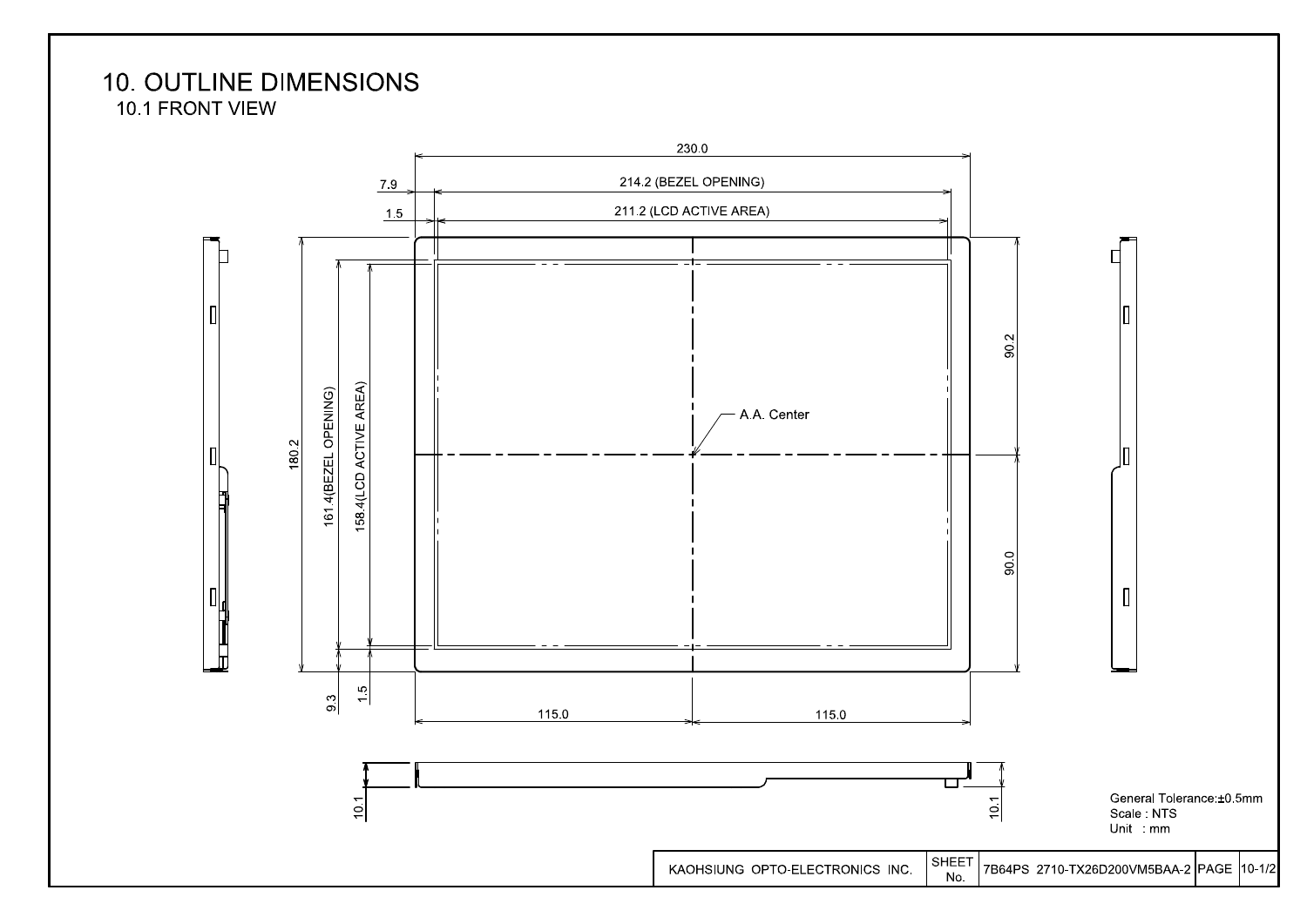# 10. OUTLINE DIMENSIONS

## 10.1 FRONT VIEW

230.0

7.9 — 214.2 (BEZEL OPENING)

1.5 — 211.2 (LCD ACTIVE AREA)

180.2

161.4(BEZEL OPENING)

158.4(LCD ACTIVE AREA)

A.A. Center

90.2

90.0

9.3

1.5

115.0

115.0

10.1

10.1

General Tolerance:±0.5mm
Scale : NTS
Unit : mm

| KAOHSIUNG OPTO-ELECTRONICS INC. | SHEET No. | 7B64PS 2710-TX26D200VM5BAA-2 | PAGE | 10-1/2 |
|---|---|---|---|---|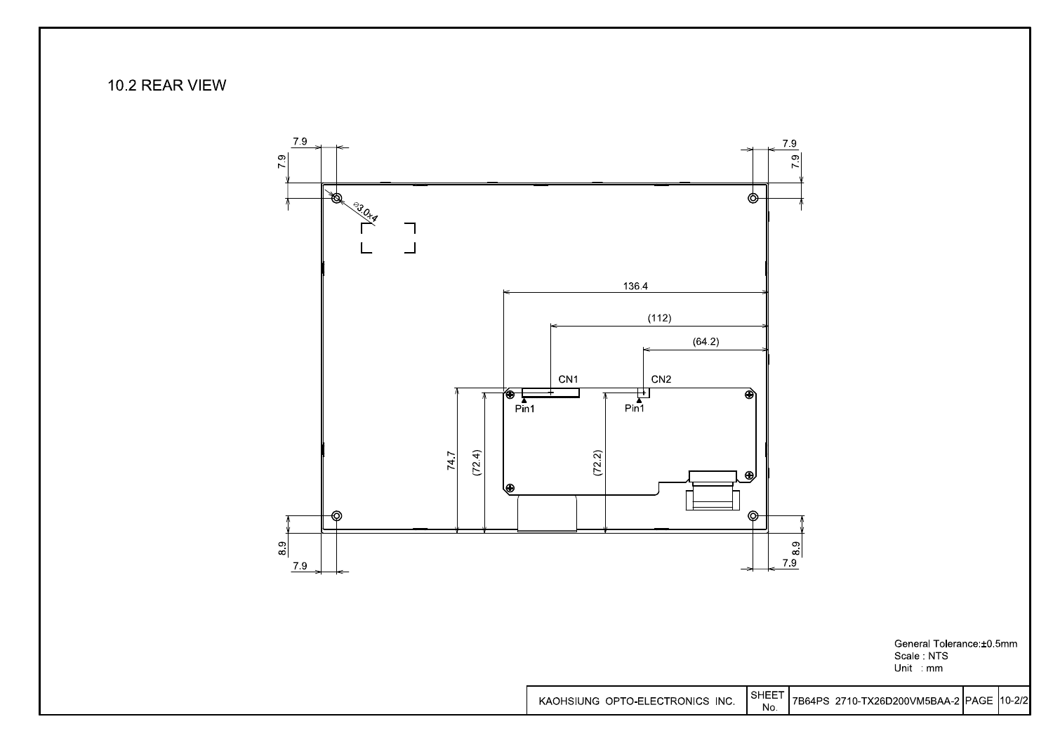## 10.2 REAR VIEW

7.9

7.9

7.9

7.9

⌀3.0x4

136.4

(112)

(64.2)

CN1

CN2

Pin1

Pin1

74.7

(72.4)

(72.2)

8.9

7.9

8.9

7.9

General Tolerance:±0.5mm
Scale : NTS
Unit : mm

| KAOHSIUNG OPTO-ELECTRONICS INC. | SHEET No. | 7B64PS 2710-TX26D200VM5BAA-2 | PAGE | 10-2/2 |
|---|---|---|---|---|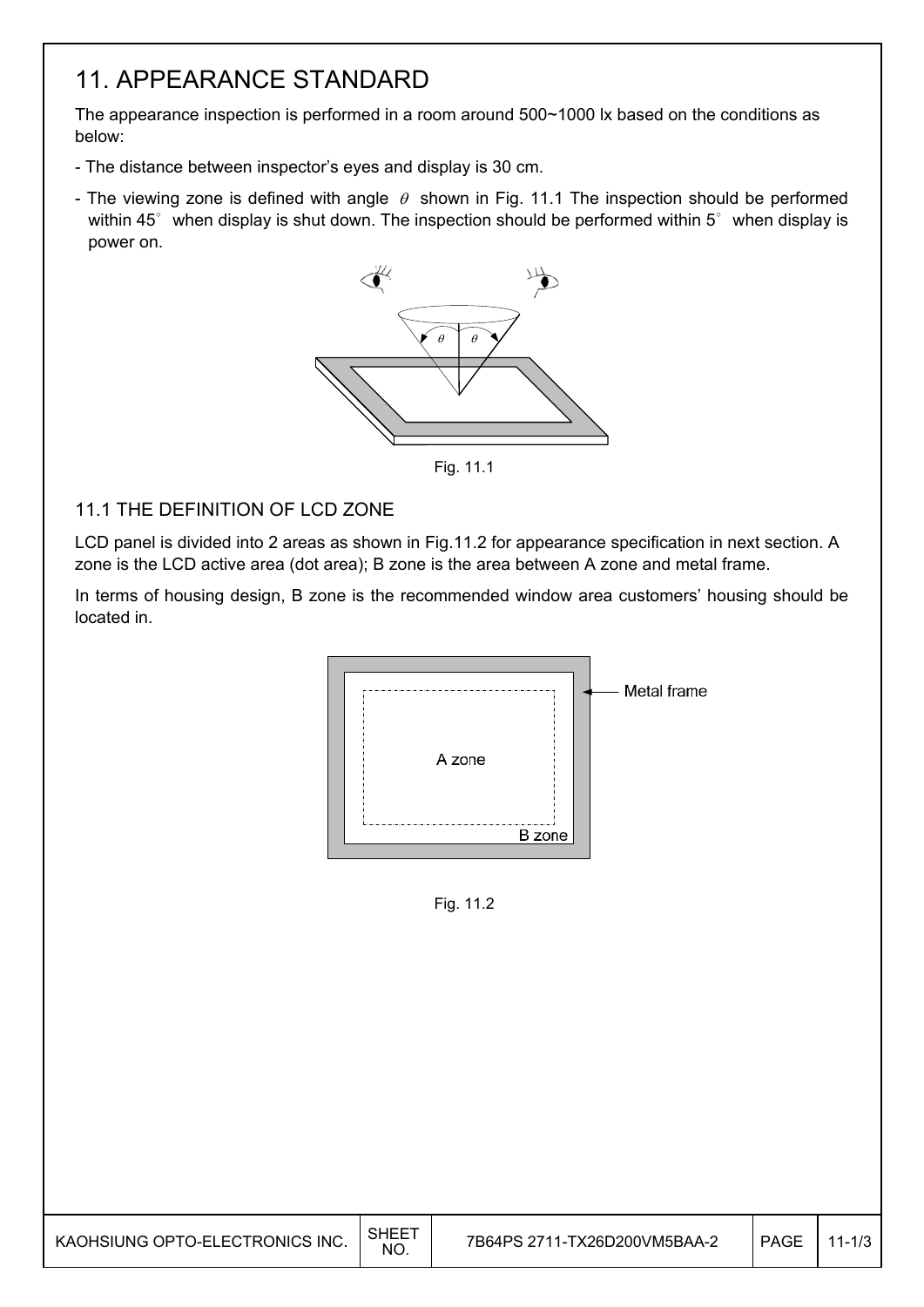# 11. APPEARANCE STANDARD

The appearance inspection is performed in a room around 500~1000 lx based on the conditions as below:

- The distance between inspector's eyes and display is 30 cm.
- The viewing zone is defined with angle $\theta$ shown in Fig. 11.1 The inspection should be performed within 45° when display is shut down. The inspection should be performed within 5° when display is power on.

Fig. 11.1

## 11.1 THE DEFINITION OF LCD ZONE

LCD panel is divided into 2 areas as shown in Fig.11.2 for appearance specification in next section. A zone is the LCD active area (dot area); B zone is the area between A zone and metal frame.

In terms of housing design, B zone is the recommended window area customers' housing should be located in.

Fig. 11.2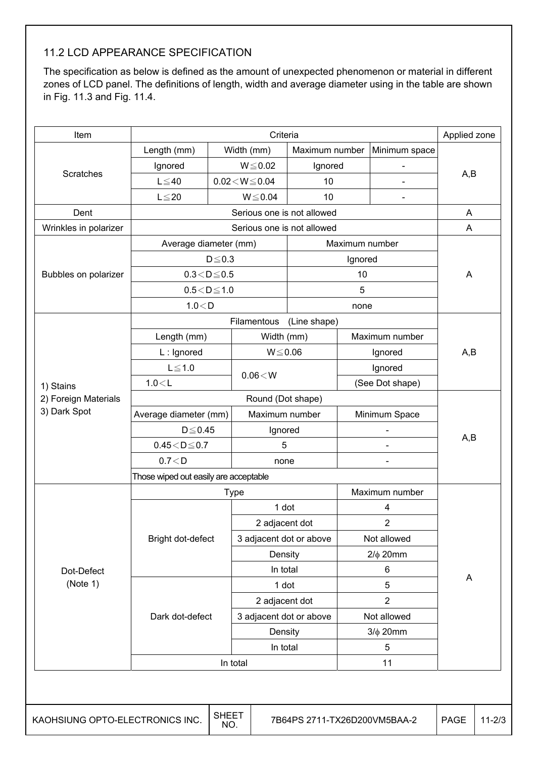## 11.2 LCD APPEARANCE SPECIFICATION

The specification as below is defined as the amount of unexpected phenomenon or material in different zones of LCD panel. The definitions of length, width and average diameter using in the table are shown in Fig. 11.3 and Fig. 11.4.

| Item | Criteria | | | | Applied zone |
|---|---|---|---|---|---|
| Scratches | Length (mm) | Width (mm) | Maximum number | Minimum space | A,B |
| | Ignored | W≦0.02 | Ignored | - | |
| | L≦40 | 0.02＜W≦0.04 | 10 | - | |
| | L≦20 | W≦0.04 | 10 | - | |
| Dent | Serious one is not allowed | | | | A |
| Wrinkles in polarizer | Serious one is not allowed | | | | A |
| Bubbles on polarizer | Average diameter (mm) | | Maximum number | | A |
| | D≦0.3 | | Ignored | | |
| | 0.3＜D≦0.5 | | 10 | | |
| | 0.5＜D≦1.0 | | 5 | | |
| | 1.0＜D | | none | | |
| 1) Stains<br>2) Foreign Materials<br>3) Dark Spot | Filamentous (Line shape) | | | | A,B |
| | Length (mm) | Width (mm) | Maximum number | | |
| | L : Ignored | W≦0.06 | Ignored | | |
| | L≦1.0 | 0.06＜W | Ignored | | |
| | 1.0＜L | | (See Dot shape) | | |
| | Round (Dot shape) | | | | A,B |
| | Average diameter (mm) | Maximum number | Minimum Space | | |
| | D≦0.45 | Ignored | - | | |
| | 0.45＜D≦0.7 | 5 | - | | |
| | 0.7＜D | none | - | | |
| | Those wiped out easily are acceptable | | | | |
| Dot-Defect (Note 1) | Type | | Maximum number | | A |
| | Bright dot-defect | 1 dot | 4 | | |
| | | 2 adjacent dot | 2 | | |
| | | 3 adjacent dot or above | Not allowed | | |
| | | Density | 2/ϕ 20mm | | |
| | | In total | 6 | | |
| | Dark dot-defect | 1 dot | 5 | | |
| | | 2 adjacent dot | 2 | | |
| | | 3 adjacent dot or above | Not allowed | | |
| | | Density | 3/ϕ 20mm | | |
| | | In total | 5 | | |
| | In total | | 11 | | |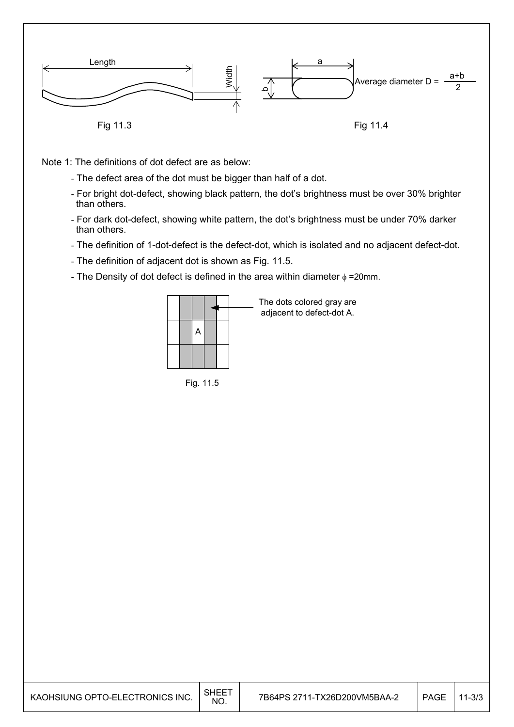Fig 11.3

Average diameter $D = \frac{a+b}{2}$

Fig 11.4

Note 1: The definitions of dot defect are as below:

- The defect area of the dot must be bigger than half of a dot.
- For bright dot-defect, showing black pattern, the dot's brightness must be over 30% brighter than others.
- For dark dot-defect, showing white pattern, the dot's brightness must be under 70% darker than others.
- The definition of 1-dot-defect is the defect-dot, which is isolated and no adjacent defect-dot.
- The definition of adjacent dot is shown as Fig. 11.5.
- The Density of dot defect is defined in the area within diameter $\phi$ =20mm.

The dots colored gray are adjacent to defect-dot A.

Fig. 11.5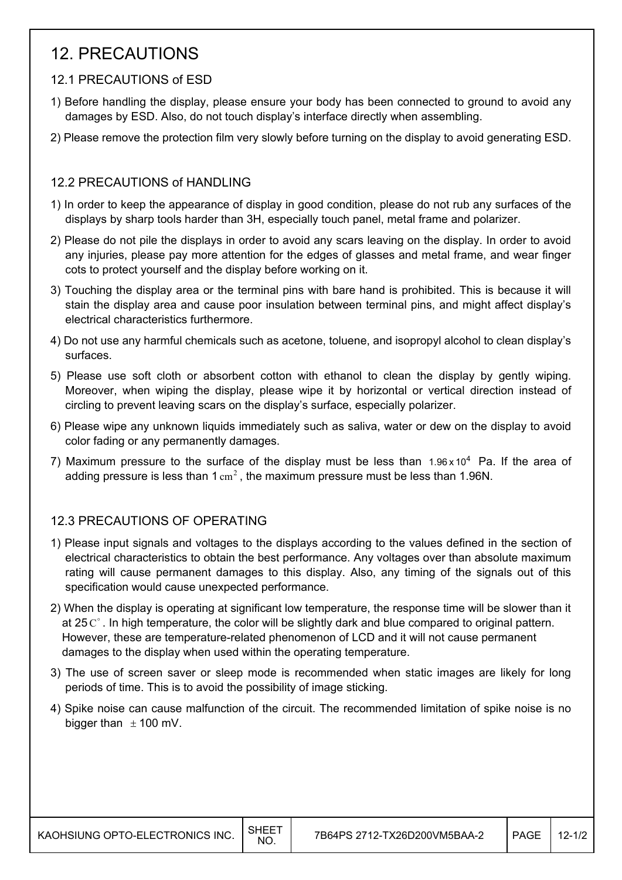# 12. PRECAUTIONS

## 12.1 PRECAUTIONS of ESD

1) Before handling the display, please ensure your body has been connected to ground to avoid any damages by ESD. Also, do not touch display's interface directly when assembling.

2) Please remove the protection film very slowly before turning on the display to avoid generating ESD.

## 12.2 PRECAUTIONS of HANDLING

1) In order to keep the appearance of display in good condition, please do not rub any surfaces of the displays by sharp tools harder than 3H, especially touch panel, metal frame and polarizer.

2) Please do not pile the displays in order to avoid any scars leaving on the display. In order to avoid any injuries, please pay more attention for the edges of glasses and metal frame, and wear finger cots to protect yourself and the display before working on it.

3) Touching the display area or the terminal pins with bare hand is prohibited. This is because it will stain the display area and cause poor insulation between terminal pins, and might affect display's electrical characteristics furthermore.

4) Do not use any harmful chemicals such as acetone, toluene, and isopropyl alcohol to clean display's surfaces.

5) Please use soft cloth or absorbent cotton with ethanol to clean the display by gently wiping. Moreover, when wiping the display, please wipe it by horizontal or vertical direction instead of circling to prevent leaving scars on the display's surface, especially polarizer.

6) Please wipe any unknown liquids immediately such as saliva, water or dew on the display to avoid color fading or any permanently damages.

7) Maximum pressure to the surface of the display must be less than $1.96 \times 10^4$ Pa. If the area of adding pressure is less than 1 $cm^2$, the maximum pressure must be less than 1.96N.

## 12.3 PRECAUTIONS OF OPERATING

1) Please input signals and voltages to the displays according to the values defined in the section of electrical characteristics to obtain the best performance. Any voltages over than absolute maximum rating will cause permanent damages to this display. Also, any timing of the signals out of this specification would cause unexpected performance.

2) When the display is operating at significant low temperature, the response time will be slower than it at 25$^\circ$C. In high temperature, the color will be slightly dark and blue compared to original pattern. However, these are temperature-related phenomenon of LCD and it will not cause permanent damages to the display when used within the operating temperature.

3) The use of screen saver or sleep mode is recommended when static images are likely for long periods of time. This is to avoid the possibility of image sticking.

4) Spike noise can cause malfunction of the circuit. The recommended limitation of spike noise is no bigger than $\pm$ 100 mV.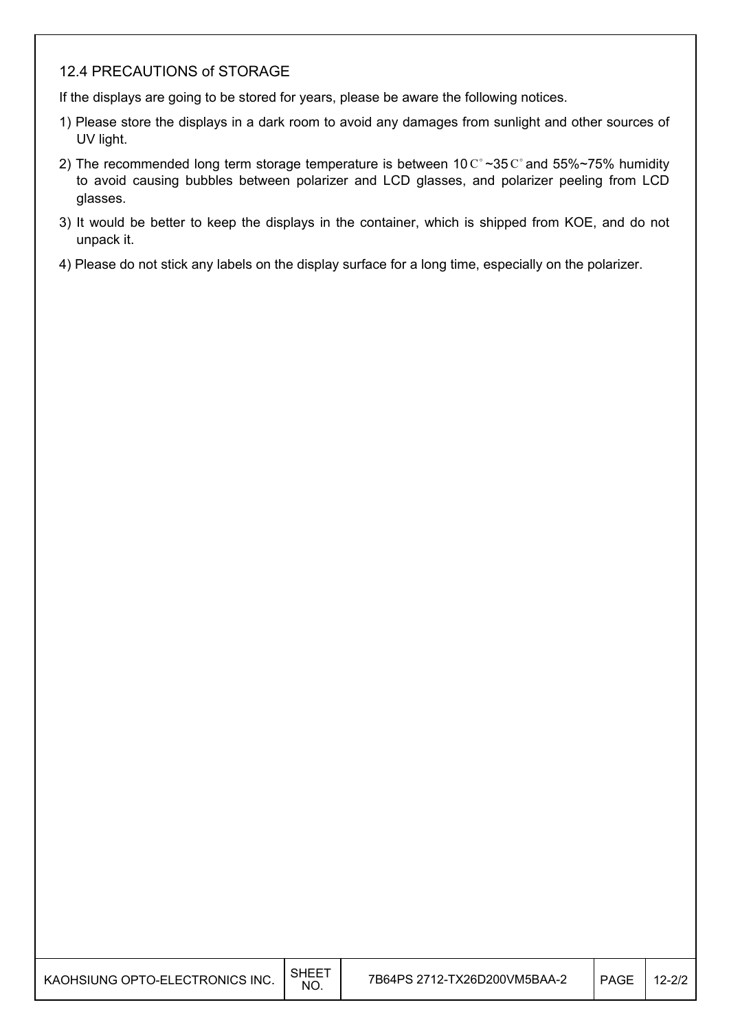## 12.4 PRECAUTIONS of STORAGE

If the displays are going to be stored for years, please be aware the following notices.

1) Please store the displays in a dark room to avoid any damages from sunlight and other sources of UV light.
2) The recommended long term storage temperature is between 10C°~35C° and 55%~75% humidity to avoid causing bubbles between polarizer and LCD glasses, and polarizer peeling from LCD glasses.
3) It would be better to keep the displays in the container, which is shipped from KOE, and do not unpack it.
4) Please do not stick any labels on the display surface for a long time, especially on the polarizer.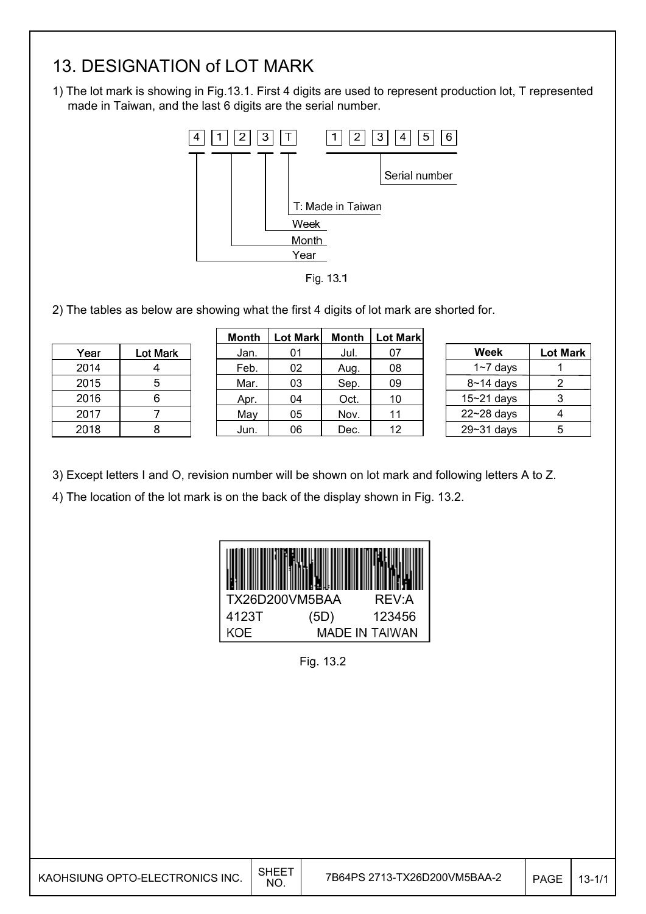## 13. DESIGNATION of LOT MARK

1) The lot mark is showing in Fig.13.1. First 4 digits are used to represent production lot, T represented made in Taiwan, and the last 6 digits are the serial number.

4 1 2 3 T 1 2 3 4 5 6

Serial number

T: Made in Taiwan

Week

Month

Year

Fig. 13.1

2) The tables as below are showing what the first 4 digits of lot mark are shorted for.

| Year | Lot Mark |
|---|---|
| 2014 | 4 |
| 2015 | 5 |
| 2016 | 6 |
| 2017 | 7 |
| 2018 | 8 |

| Month | Lot Mark | Month | Lot Mark |
|---|---|---|---|
| Jan. | 01 | Jul. | 07 |
| Feb. | 02 | Aug. | 08 |
| Mar. | 03 | Sep. | 09 |
| Apr. | 04 | Oct. | 10 |
| May | 05 | Nov. | 11 |
| Jun. | 06 | Dec. | 12 |

| Week | Lot Mark |
|---|---|
| 1~7 days | 1 |
| 8~14 days | 2 |
| 15~21 days | 3 |
| 22~28 days | 4 |
| 29~31 days | 5 |

3) Except letters I and O, revision number will be shown on lot mark and following letters A to Z.

4) The location of the lot mark is on the back of the display shown in Fig. 13.2.

TX26D200VM5BAA REV:A

4123T (5D) 123456

KOE MADE IN TAIWAN

Fig. 13.2